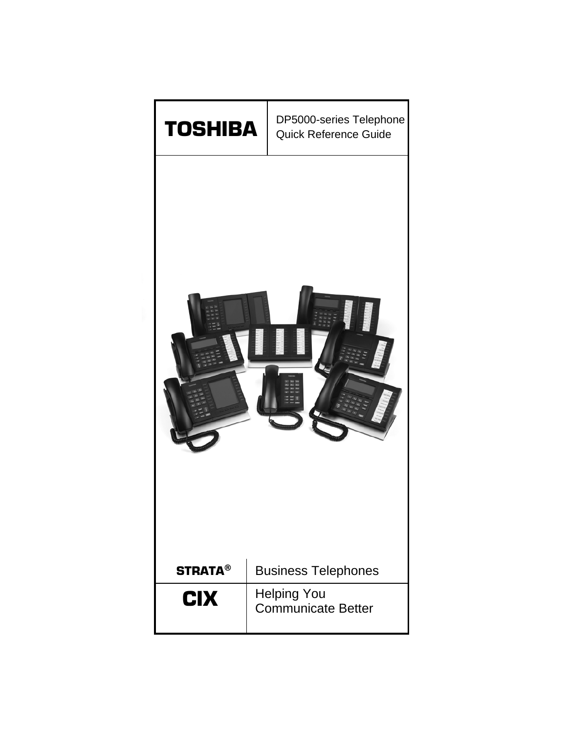# TOSHIBA

DP5000-series Telephone
Quick Reference Guide

**STRATA®** Business Telephones

**CIX** Helping You Communicate Better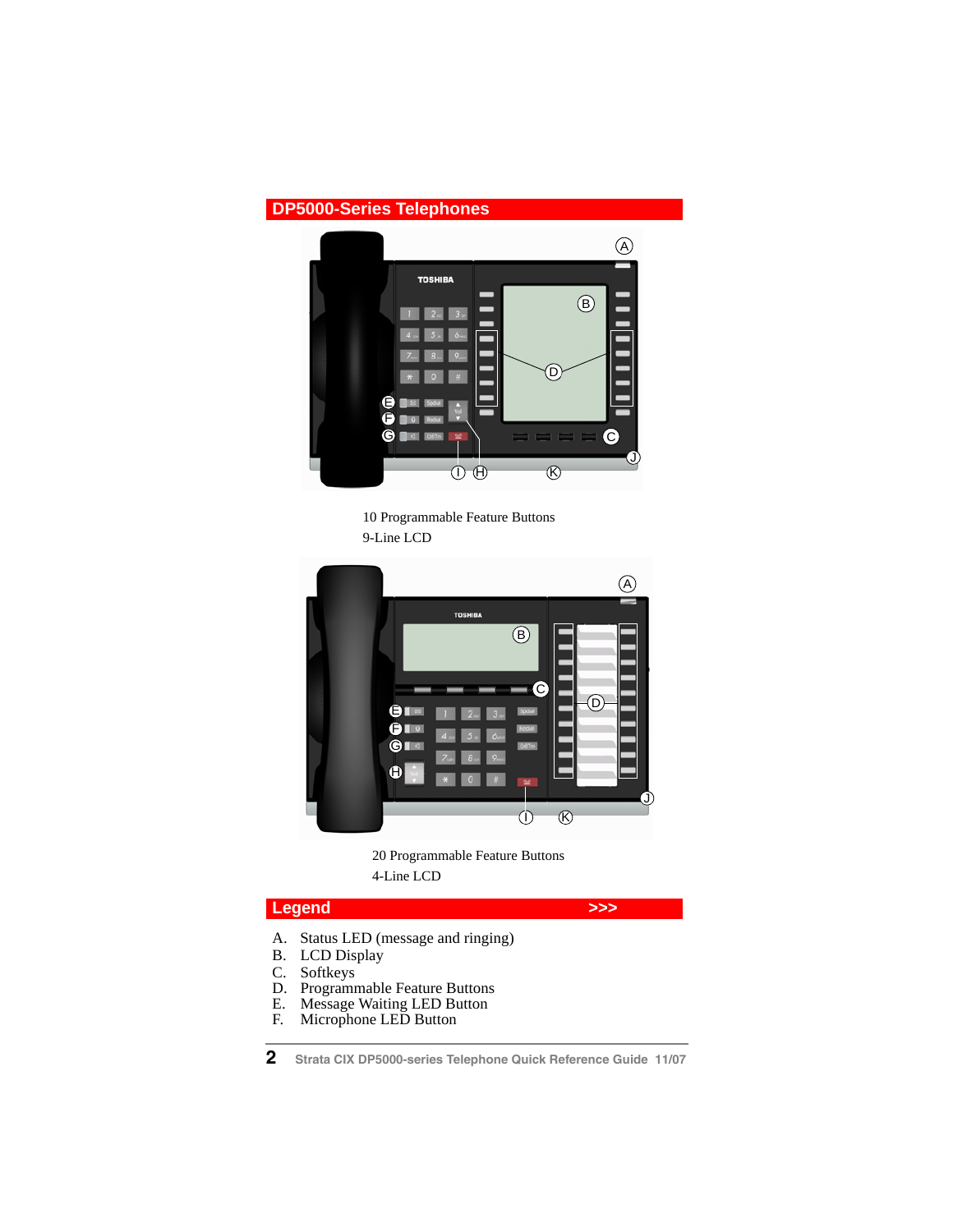## DP5000-Series Telephones

10 Programmable Feature Buttons
9-Line LCD

20 Programmable Feature Buttons
4-Line LCD

## Legend >>>

A. Status LED (message and ringing)
B. LCD Display
C. Softkeys
D. Programmable Feature Buttons
E. Message Waiting LED Button
F. Microphone LED Button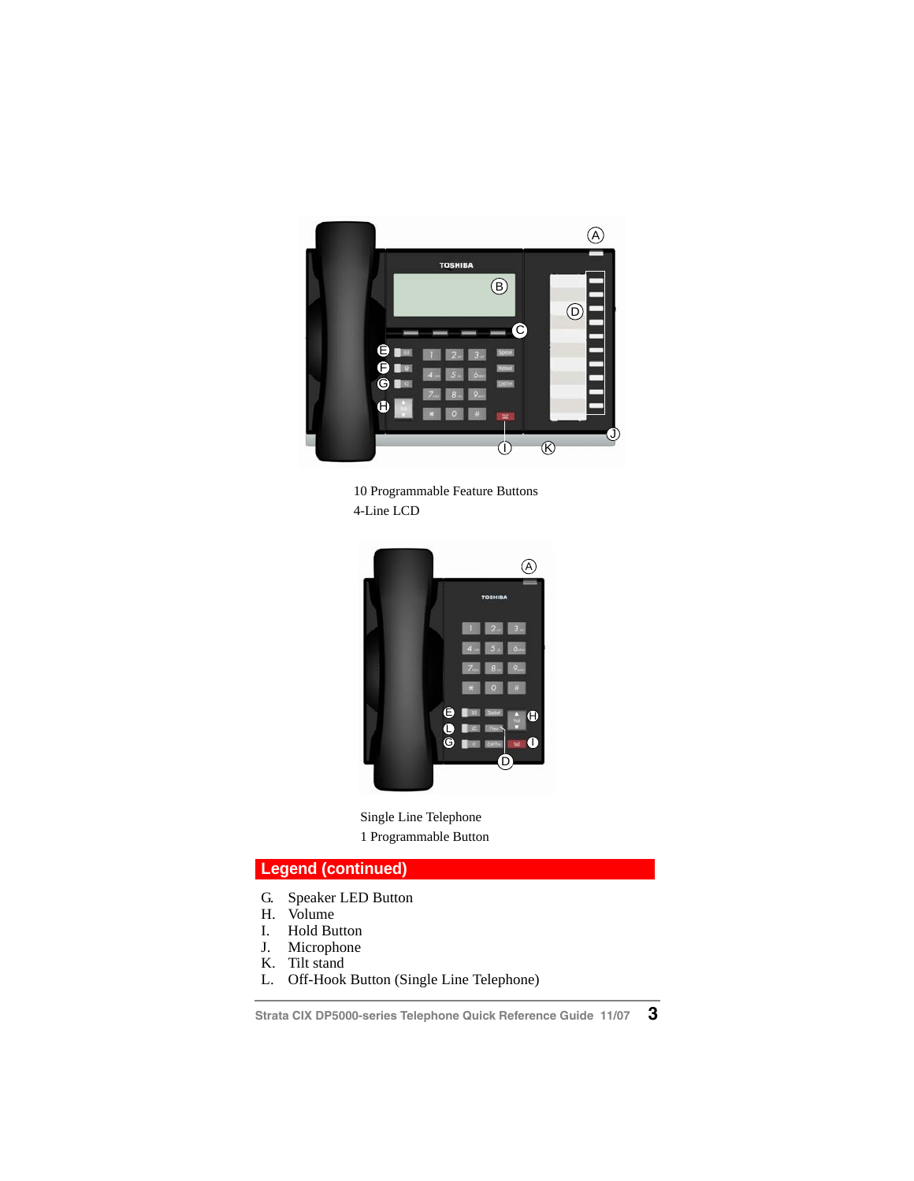10 Programmable Feature Buttons
4-Line LCD

Single Line Telephone
1 Programmable Button

## Legend (continued)

G. Speaker LED Button
H. Volume
I. Hold Button
J. Microphone
K. Tilt stand
L. Off-Hook Button (Single Line Telephone)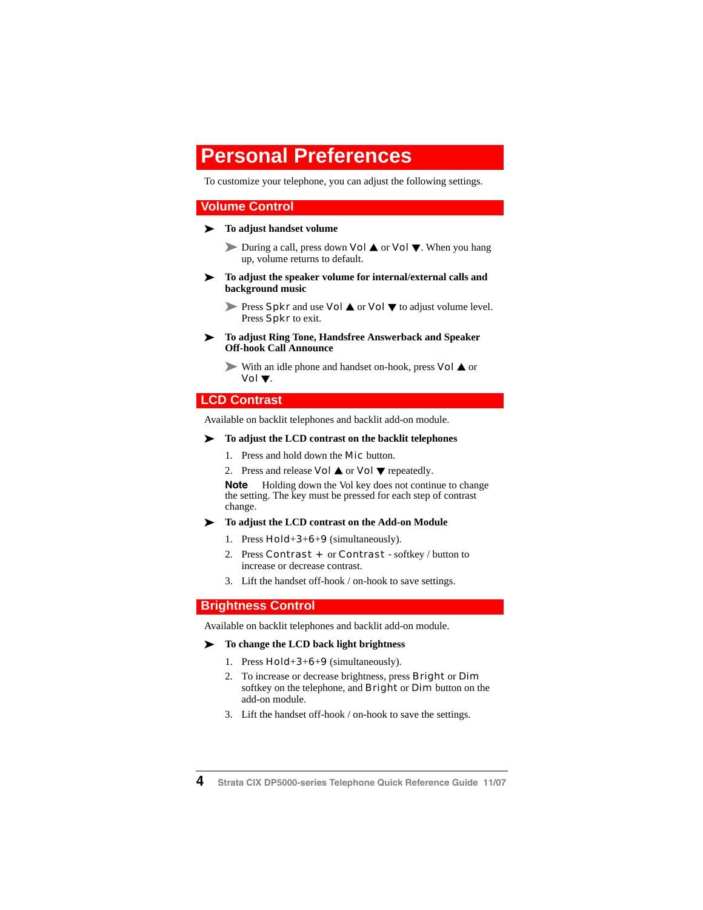# Personal Preferences

To customize your telephone, you can adjust the following settings.

## Volume Control

➤ **To adjust handset volume**

- During a call, press down Vol ▲ or Vol ▼. When you hang up, volume returns to default.

➤ **To adjust the speaker volume for internal/external calls and background music**

- Press Spkr and use Vol ▲ or Vol ▼ to adjust volume level. Press Spkr to exit.

➤ **To adjust Ring Tone, Handsfree Answerback and Speaker Off-hook Call Announce**

- With an idle phone and handset on-hook, press Vol ▲ or Vol ▼.

## LCD Contrast

Available on backlit telephones and backlit add-on module.

➤ **To adjust the LCD contrast on the backlit telephones**

1. Press and hold down the Mic button.
2. Press and release Vol ▲ or Vol ▼ repeatedly.

**Note** Holding down the Vol key does not continue to change the setting. The key must be pressed for each step of contrast change.

➤ **To adjust the LCD contrast on the Add-on Module**

1. Press Hold+3+6+9 (simultaneously).
2. Press Contrast + or Contrast - softkey / button to increase or decrease contrast.
3. Lift the handset off-hook / on-hook to save settings.

## Brightness Control

Available on backlit telephones and backlit add-on module.

➤ **To change the LCD back light brightness**

1. Press Hold+3+6+9 (simultaneously).
2. To increase or decrease brightness, press Bright or Dim softkey on the telephone, and Bright or Dim button on the add-on module.
3. Lift the handset off-hook / on-hook to save the settings.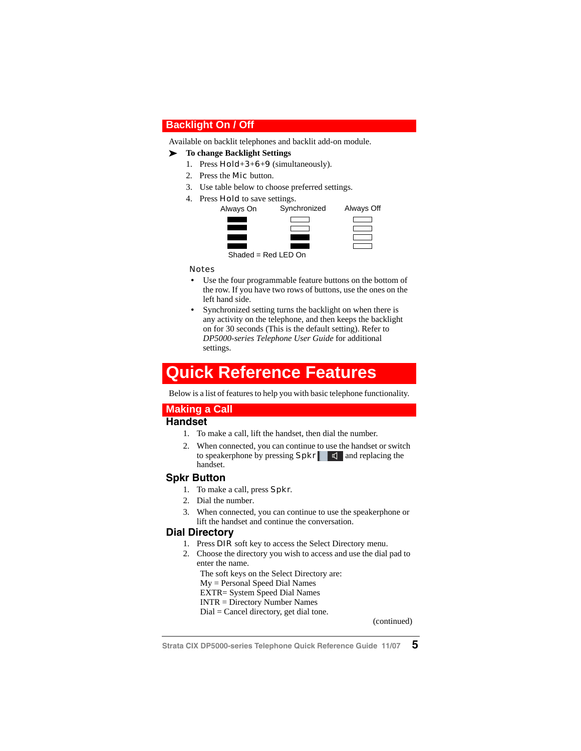## Backlight On / Off

Available on backlit telephones and backlit add-on module.

➤ **To change Backlight Settings**

1. Press Hold+3+6+9 (simultaneously).
2. Press the Mic button.
3. Use table below to choose preferred settings.
4. Press Hold to save settings.

| Always On | Synchronized | Always Off |
|---|---|---|
| ■ | □ | □ |
| ■ | □ | □ |
| ■ | ■ | □ |
| ■ | ■ | □ |

Shaded = Red LED On

Notes

- Use the four programmable feature buttons on the bottom of the row. If you have two rows of buttons, use the ones on the left hand side.
- Synchronized setting turns the backlight on when there is any activity on the telephone, and then keeps the backlight on for 30 seconds (This is the default setting). Refer to *DP5000-series Telephone User Guide* for additional settings.

# Quick Reference Features

Below is a list of features to help you with basic telephone functionality.

## Making a Call

### Handset

1. To make a call, lift the handset, then dial the number.
2. When connected, you can continue to use the handset or switch to speakerphone by pressing Spkr and replacing the handset.

### Spkr Button

1. To make a call, press Spkr.
2. Dial the number.
3. When connected, you can continue to use the speakerphone or lift the handset and continue the conversation.

### Dial Directory

1. Press DIR soft key to access the Select Directory menu.
2. Choose the directory you wish to access and use the dial pad to enter the name.

   The soft keys on the Select Directory are:
   My = Personal Speed Dial Names
   EXTR= System Speed Dial Names
   INTR = Directory Number Names
   Dial = Cancel directory, get dial tone.

(continued)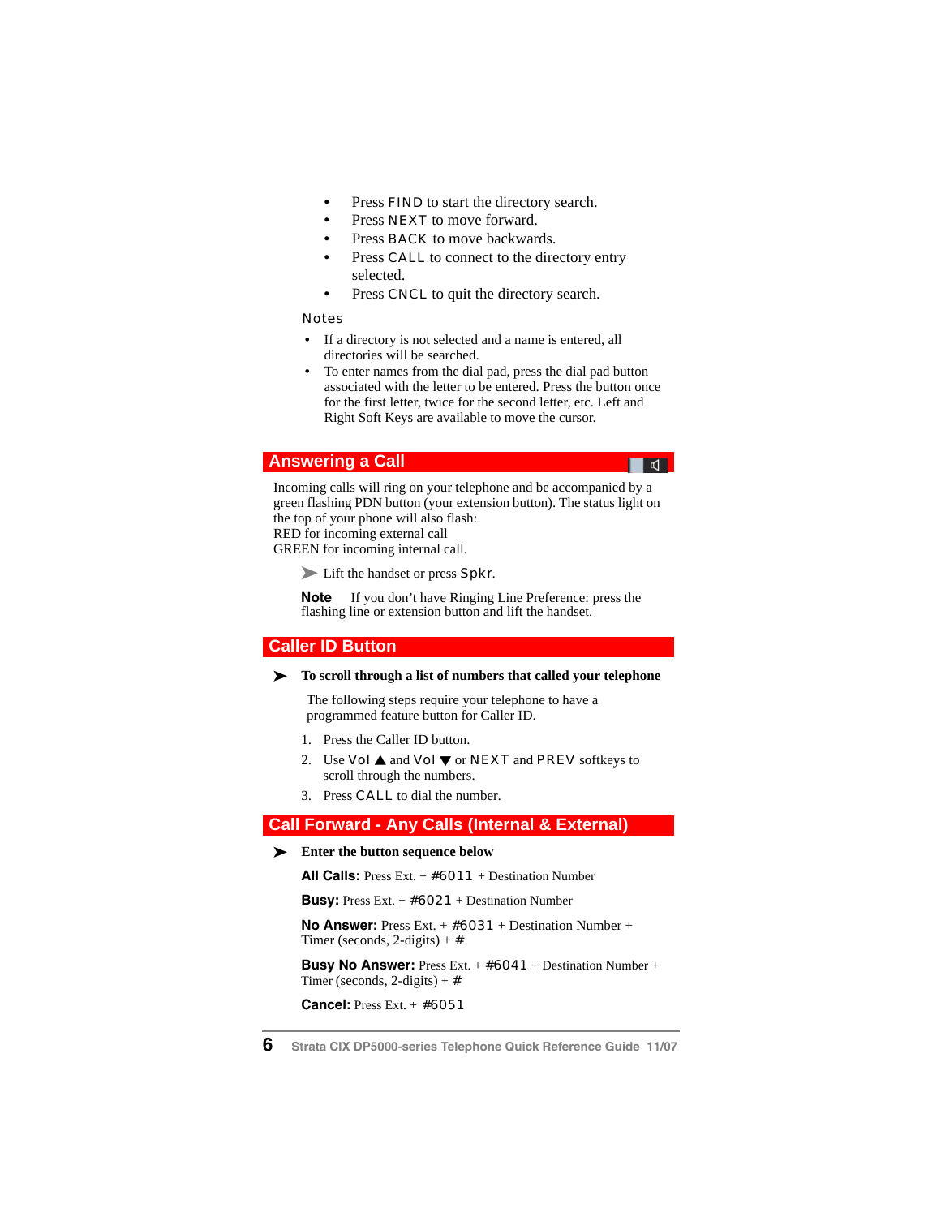- Press FIND to start the directory search.
- Press NEXT to move forward.
- Press BACK to move backwards.
- Press CALL to connect to the directory entry selected.
- Press CNCL to quit the directory search.

Notes

- If a directory is not selected and a name is entered, all directories will be searched.
- To enter names from the dial pad, press the dial pad button associated with the letter to be entered. Press the button once for the first letter, twice for the second letter, etc. Left and Right Soft Keys are available to move the cursor.

## Answering a Call

Incoming calls will ring on your telephone and be accompanied by a green flashing PDN button (your extension button). The status light on the top of your phone will also flash:
RED for incoming external call
GREEN for incoming internal call.

➤ Lift the handset or press Spkr.

**Note** If you don't have Ringing Line Preference: press the flashing line or extension button and lift the handset.

## Caller ID Button

➤ **To scroll through a list of numbers that called your telephone**

The following steps require your telephone to have a programmed feature button for Caller ID.

1. Press the Caller ID button.
2. Use Vol ▲ and Vol ▼ or NEXT and PREV softkeys to scroll through the numbers.
3. Press CALL to dial the number.

## Call Forward - Any Calls (Internal & External)

➤ **Enter the button sequence below**

**All Calls:** Press Ext. + #6011 + Destination Number

**Busy:** Press Ext. + #6021 + Destination Number

**No Answer:** Press Ext. + #6031 + Destination Number + Timer (seconds, 2-digits) + #

**Busy No Answer:** Press Ext. + #6041 + Destination Number + Timer (seconds, 2-digits) + #

**Cancel:** Press Ext. + #6051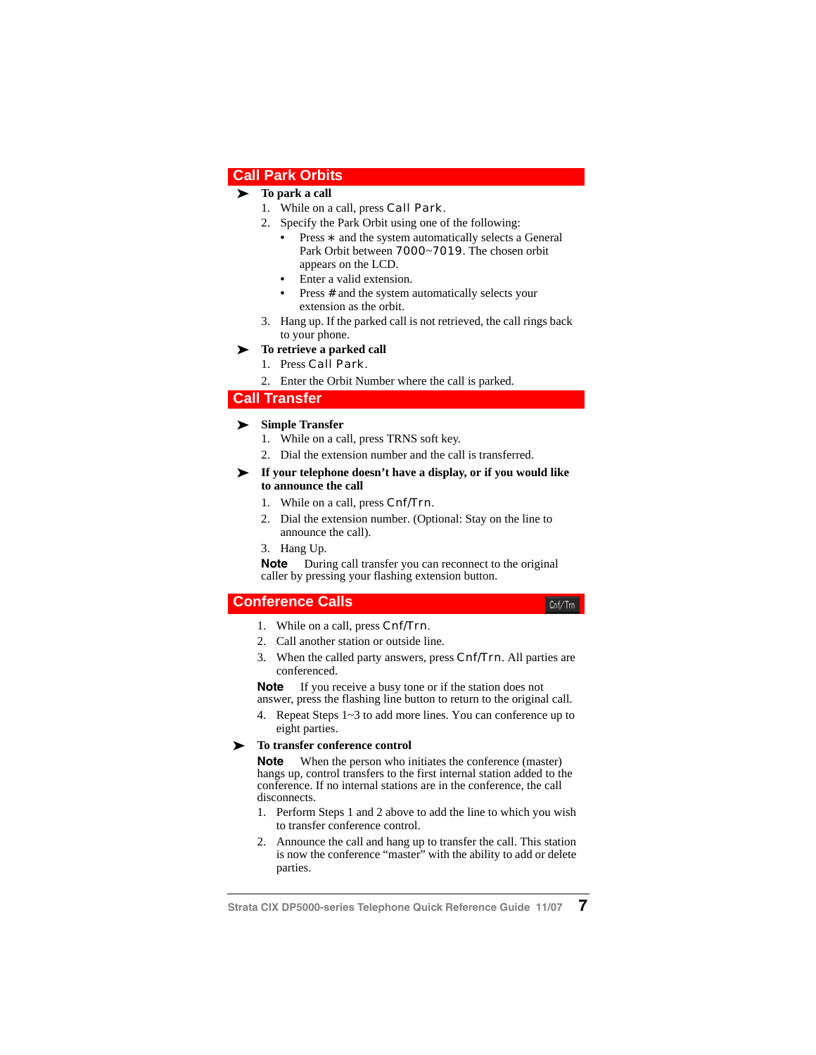## Call Park Orbits

➤ **To park a call**

1. While on a call, press Call Park.
2. Specify the Park Orbit using one of the following:
   - Press ∗ and the system automatically selects a General Park Orbit between 7000~7019. The chosen orbit appears on the LCD.
   - Enter a valid extension.
   - Press # and the system automatically selects your extension as the orbit.
3. Hang up. If the parked call is not retrieved, the call rings back to your phone.

➤ **To retrieve a parked call**

1. Press Call Park.
2. Enter the Orbit Number where the call is parked.

## Call Transfer

➤ **Simple Transfer**

1. While on a call, press TRNS soft key.
2. Dial the extension number and the call is transferred.

➤ **If your telephone doesn't have a display, or if you would like to announce the call**

1. While on a call, press Cnf/Trn.
2. Dial the extension number. (Optional: Stay on the line to announce the call).
3. Hang Up.

**Note** During call transfer you can reconnect to the original caller by pressing your flashing extension button.

## Conference Calls

Cnf/Trn

1. While on a call, press Cnf/Trn.
2. Call another station or outside line.
3. When the called party answers, press Cnf/Trn. All parties are conferenced.

**Note** If you receive a busy tone or if the station does not answer, press the flashing line button to return to the original call.

4. Repeat Steps 1~3 to add more lines. You can conference up to eight parties.

➤ **To transfer conference control**

**Note** When the person who initiates the conference (master) hangs up, control transfers to the first internal station added to the conference. If no internal stations are in the conference, the call disconnects.

1. Perform Steps 1 and 2 above to add the line to which you wish to transfer conference control.
2. Announce the call and hang up to transfer the call. This station is now the conference "master" with the ability to add or delete parties.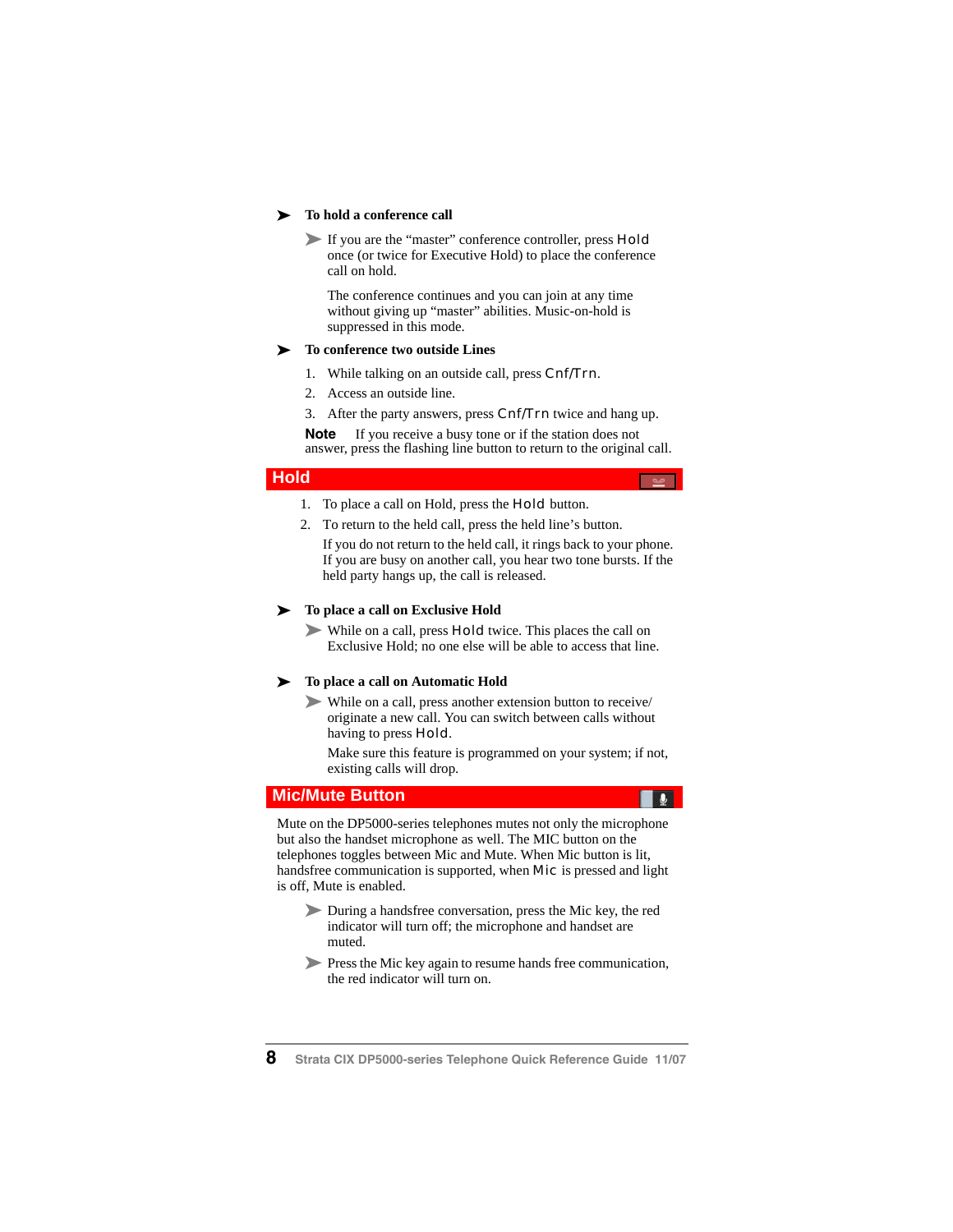### ➤ To hold a conference call

- If you are the “master” conference controller, press Hold once (or twice for Executive Hold) to place the conference call on hold.

  The conference continues and you can join at any time without giving up “master” abilities. Music-on-hold is suppressed in this mode.

### ➤ To conference two outside Lines

1. While talking on an outside call, press Cnf/Trn.
2. Access an outside line.
3. After the party answers, press Cnf/Trn twice and hang up.

**Note** If you receive a busy tone or if the station does not answer, press the flashing line button to return to the original call.

## Hold

1. To place a call on Hold, press the Hold button.
2. To return to the held call, press the held line’s button.

   If you do not return to the held call, it rings back to your phone. If you are busy on another call, you hear two tone bursts. If the held party hangs up, the call is released.

### ➤ To place a call on Exclusive Hold

- While on a call, press Hold twice. This places the call on Exclusive Hold; no one else will be able to access that line.

### ➤ To place a call on Automatic Hold

- While on a call, press another extension button to receive/ originate a new call. You can switch between calls without having to press Hold.

  Make sure this feature is programmed on your system; if not, existing calls will drop.

## Mic/Mute Button

Mute on the DP5000-series telephones mutes not only the microphone but also the handset microphone as well. The MIC button on the telephones toggles between Mic and Mute. When Mic button is lit, handsfree communication is supported, when Mic is pressed and light is off, Mute is enabled.

- During a handsfree conversation, press the Mic key, the red indicator will turn off; the microphone and handset are muted.
- Press the Mic key again to resume hands free communication, the red indicator will turn on.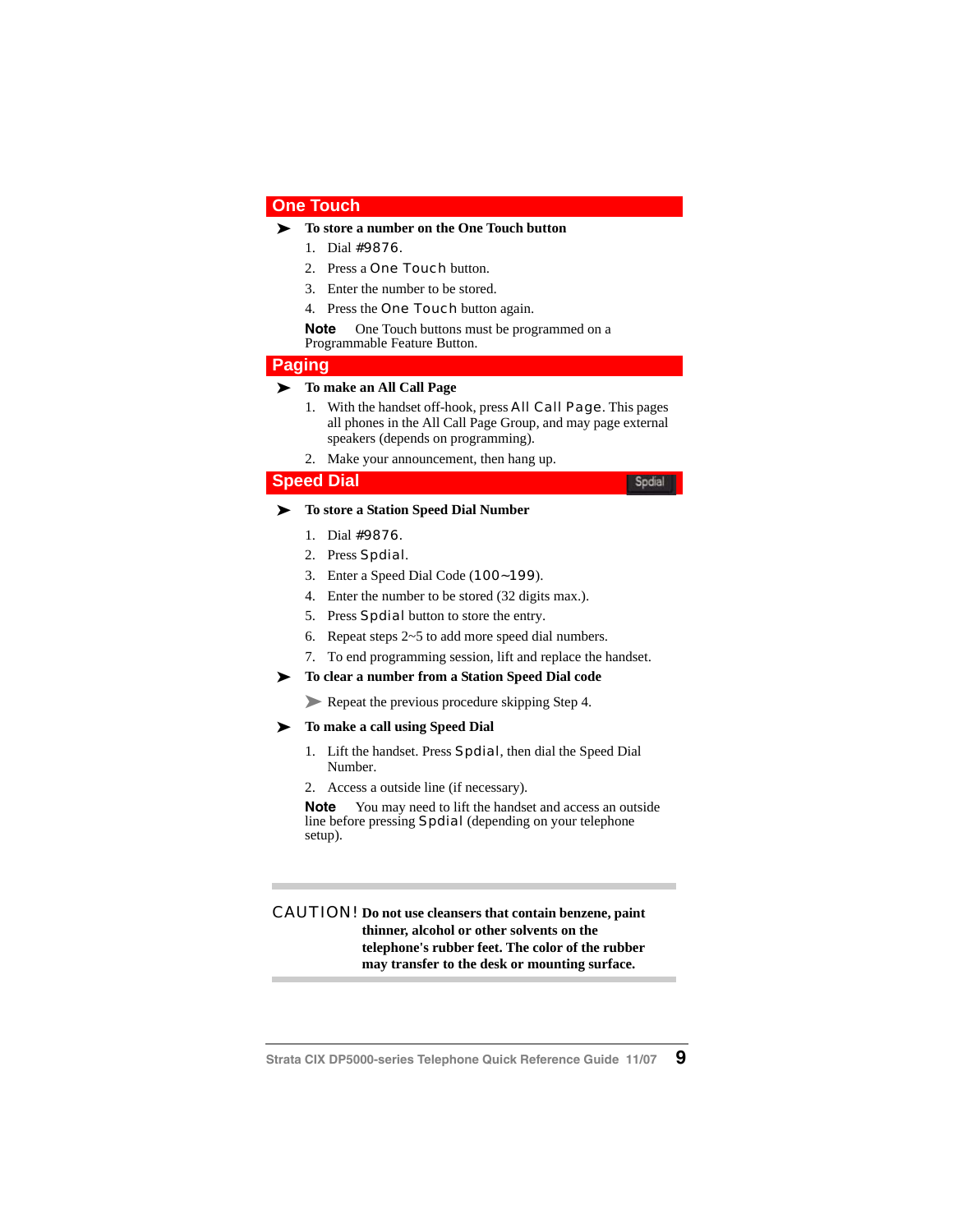## One Touch

➤ **To store a number on the One Touch button**

1. Dial #9876.
2. Press a One Touch button.
3. Enter the number to be stored.
4. Press the One Touch button again.

**Note** One Touch buttons must be programmed on a Programmable Feature Button.

## Paging

➤ **To make an All Call Page**

1. With the handset off-hook, press All Call Page. This pages all phones in the All Call Page Group, and may page external speakers (depends on programming).
2. Make your announcement, then hang up.

## Speed Dial

Spdial

➤ **To store a Station Speed Dial Number**

1. Dial #9876.
2. Press Spdial.
3. Enter a Speed Dial Code (100~199).
4. Enter the number to be stored (32 digits max.).
5. Press Spdial button to store the entry.
6. Repeat steps 2~5 to add more speed dial numbers.
7. To end programming session, lift and replace the handset.

➤ **To clear a number from a Station Speed Dial code**

➤ Repeat the previous procedure skipping Step 4.

➤ **To make a call using Speed Dial**

1. Lift the handset. Press Spdial, then dial the Speed Dial Number.
2. Access a outside line (if necessary).

**Note** You may need to lift the handset and access an outside line before pressing Spdial (depending on your telephone setup).

---

CAUTION! **Do not use cleansers that contain benzene, paint thinner, alcohol or other solvents on the telephone's rubber feet. The color of the rubber may transfer to the desk or mounting surface.**

---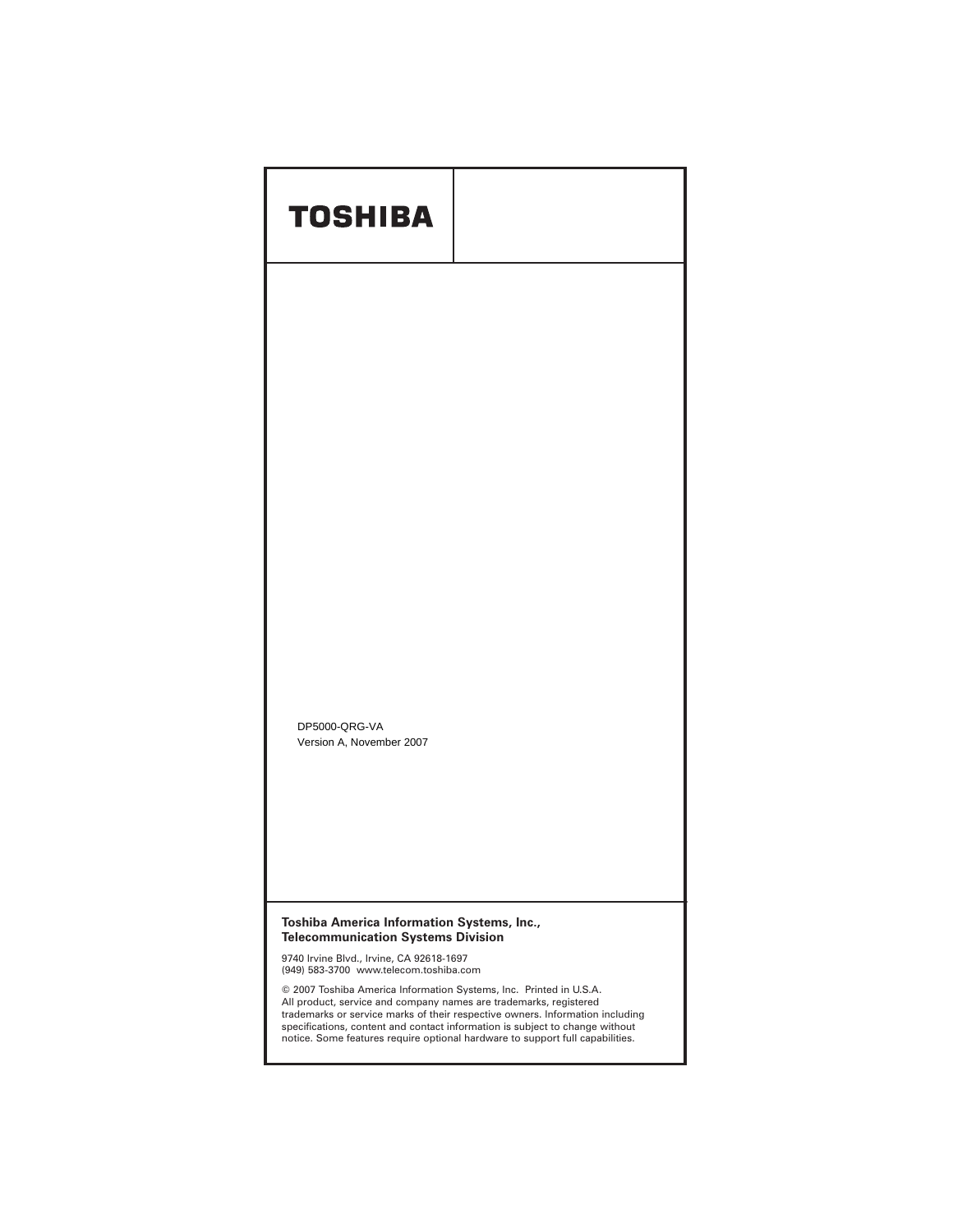# TOSHIBA

DP5000-QRG-VA
Version A, November 2007

**Toshiba America Information Systems, Inc.,**
**Telecommunication Systems Division**

9740 Irvine Blvd., Irvine, CA 92618-1697
(949) 583-3700 www.telecom.toshiba.com

© 2007 Toshiba America Information Systems, Inc. Printed in U.S.A.
All product, service and company names are trademarks, registered trademarks or service marks of their respective owners. Information including specifications, content and contact information is subject to change without notice. Some features require optional hardware to support full capabilities.